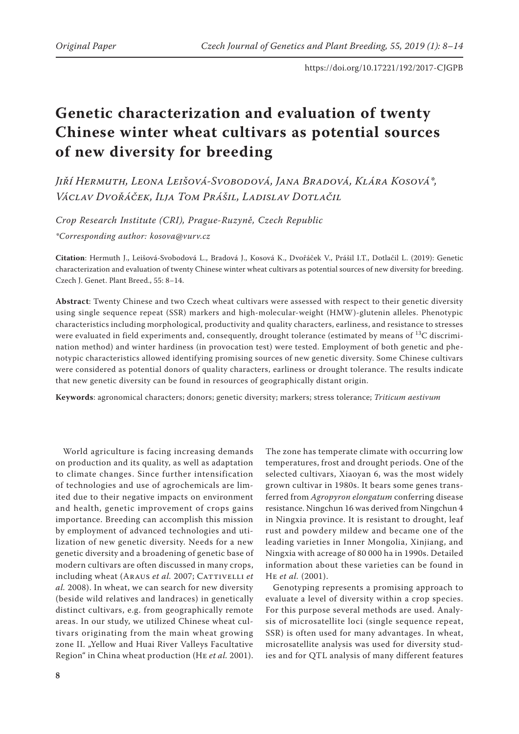# Genetic characterization and evaluation of twenty Chinese winter wheat cultivars as potential sources of new diversity for breeding

*Jiří Hermuth, Leona Leišová-Svobodová, Jana Bradová, Klára Kosová\*, Václav Dvořáček, Ilja Tom Prášil, Ladislav Dotlačil*

*Crop Research Institute (CRI), Prague-Ruzyně, Czech Republic*

*\*Corresponding author: kosova@vurv.cz*

**Citation**: Hermuth J., Leišová-Svobodová L., Bradová J., Kosová K., Dvořáček V., Prášil I.T., Dotlačil L. (2019): Genetic characterization and evaluation of twenty Chinese winter wheat cultivars as potential sources of new diversity for breeding. Czech J. Genet. Plant Breed., 55: 8–14.

**Abstract**: Twenty Chinese and two Czech wheat cultivars were assessed with respect to their genetic diversity using single sequence repeat (SSR) markers and high-molecular-weight (HMW)-glutenin alleles. Phenotypic characteristics including morphological, productivity and quality characters, earliness, and resistance to stresses were evaluated in field experiments and, consequently, drought tolerance (estimated by means of $^{13}C$ discrimination method) and winter hardiness (in provocation test) were tested. Employment of both genetic and phenotypic characteristics allowed identifying promising sources of new genetic diversity. Some Chinese cultivars were considered as potential donors of quality characters, earliness or drought tolerance. The results indicate that new genetic diversity can be found in resources of geographically distant origin.

**Keywords**: agronomical characters; donors; genetic diversity; markers; stress tolerance; *Triticum aestivum*

World agriculture is facing increasing demands on production and its quality, as well as adaptation to climate changes. Since further intensification of technologies and use of agrochemicals are limited due to their negative impacts on environment and health, genetic improvement of crops gains importance. Breeding can accomplish this mission by employment of advanced technologies and utilization of new genetic diversity. Needs for a new genetic diversity and a broadening of genetic base of modern cultivars are often discussed in many crops, including wheat (Araus *et al.* 2007; Cattivelli *et al.* 2008). In wheat, we can search for new diversity (beside wild relatives and landraces) in genetically distinct cultivars, e.g. from geographically remote areas. In our study, we utilized Chinese wheat cultivars originating from the main wheat growing zone II. „Yellow and Huai River Valleys Facultative Region“ in China wheat production (He *et al.* 2001). The zone has temperate climate with occurring low temperatures, frost and drought periods. One of the selected cultivars, Xiaoyan 6, was the most widely grown cultivar in 1980s. It bears some genes transferred from *Agropyron elongatum* conferring disease resistance. Ningchun 16 was derived from Ningchun 4 in Ningxia province. It is resistant to drought, leaf rust and powdery mildew and became one of the leading varieties in Inner Mongolia, Xinjiang, and Ningxia with acreage of 80 000 ha in 1990s. Detailed information about these varieties can be found in He *et al.* (2001).

Genotyping represents a promising approach to evaluate a level of diversity within a crop species. For this purpose several methods are used. Analysis of microsatellite loci (single sequence repeat, SSR) is often used for many advantages. In wheat, microsatellite analysis was used for diversity studies and for QTL analysis of many different features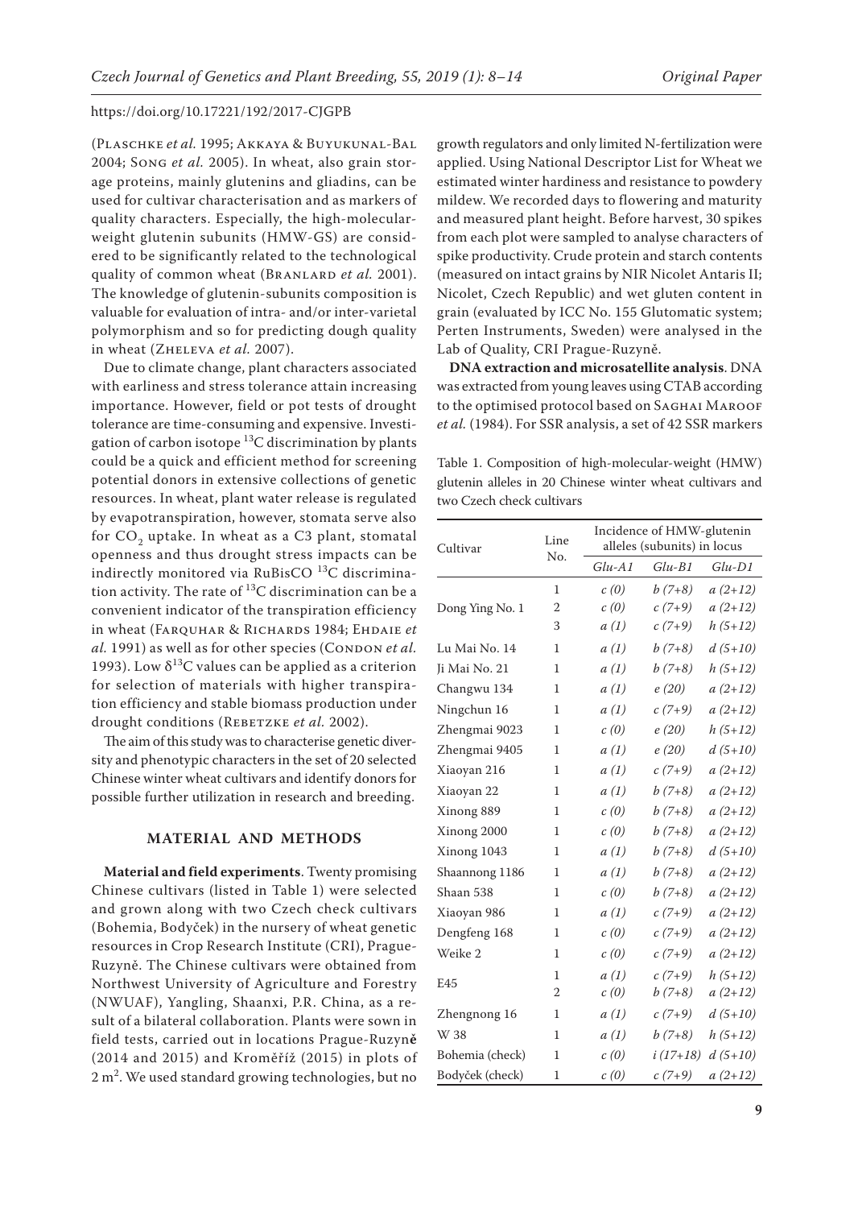(Plaschke *et al.* 1995; Akkaya & Buyukunal-Bal 2004; Song *et al.* 2005). In wheat, also grain storage proteins, mainly glutenins and gliadins, can be used for cultivar characterisation and as markers of quality characters. Especially, the high-molecular-weight glutenin subunits (HMW-GS) are considered to be significantly related to the technological quality of common wheat (Branlard *et al.* 2001). The knowledge of glutenin-subunits composition is valuable for evaluation of intra- and/or inter-varietal polymorphism and so for predicting dough quality in wheat (Zheleva *et al.* 2007).

Due to climate change, plant characters associated with earliness and stress tolerance attain increasing importance. However, field or pot tests of drought tolerance are time-consuming and expensive. Investigation of carbon isotope $^{13}C$ discrimination by plants could be a quick and efficient method for screening potential donors in extensive collections of genetic resources. In wheat, plant water release is regulated by evapotranspiration, however, stomata serve also for $CO_2$ uptake. In wheat as a C3 plant, stomatal openness and thus drought stress impacts can be indirectly monitored via RuBisCO $^{13}C$ discrimination activity. The rate of $^{13}C$ discrimination can be a convenient indicator of the transpiration efficiency in wheat (Farquhar & Richards 1984; Ehdaie *et al.* 1991) as well as for other species (Condon *et al.* 1993). Low $\delta^{13}C$ values can be applied as a criterion for selection of materials with higher transpiration efficiency and stable biomass production under drought conditions (Rebetzke *et al.* 2002).

The aim of this study was to characterise genetic diversity and phenotypic characters in the set of 20 selected Chinese winter wheat cultivars and identify donors for possible further utilization in research and breeding.

## MATERIAL AND METHODS

**Material and field experiments**. Twenty promising Chinese cultivars (listed in Table 1) were selected and grown along with two Czech check cultivars (Bohemia, Bodyček) in the nursery of wheat genetic resources in Crop Research Institute (CRI), Prague-Ruzyně. The Chinese cultivars were obtained from Northwest University of Agriculture and Forestry (NWUAF), Yangling, Shaanxi, P.R. China, as a result of a bilateral collaboration. Plants were sown in field tests, carried out in locations Prague-Ruzyně (2014 and 2015) and Kroměříž (2015) in plots of 2 m². We used standard growing technologies, but no growth regulators and only limited N-fertilization were applied. Using National Descriptor List for Wheat we estimated winter hardiness and resistance to powdery mildew. We recorded days to flowering and maturity and measured plant height. Before harvest, 30 spikes from each plot were sampled to analyse characters of spike productivity. Crude protein and starch contents (measured on intact grains by NIR Nicolet Antaris II; Nicolet, Czech Republic) and wet gluten content in grain (evaluated by ICC No. 155 Glutomatic system; Perten Instruments, Sweden) were analysed in the Lab of Quality, CRI Prague-Ruzyně.

**DNA extraction and microsatellite analysis**. DNA was extracted from young leaves using CTAB according to the optimised protocol based on Saghai Maroof *et al.* (1984). For SSR analysis, a set of 42 SSR markers

Table 1. Composition of high-molecular-weight (HMW) glutenin alleles in 20 Chinese winter wheat cultivars and two Czech check cultivars

| Cultivar | Line No. | Incidence of HMW-glutenin alleles (subunits) in locus | | |
|---|---|---|---|---|
| | | *Glu-A1* | *Glu-B1* | *Glu-D1* |
| | 1 | *c (0)* | *b (7+8)* | *a (2+12)* |
| Dong Ying No. 1 | 2 | *c (0)* | *c (7+9)* | *a (2+12)* |
| | 3 | *a (1)* | *c (7+9)* | *h (5+12)* |
| Lu Mai No. 14 | 1 | *a (1)* | *b (7+8)* | *d (5+10)* |
| Ji Mai No. 21 | 1 | *a (1)* | *b (7+8)* | *h (5+12)* |
| Changwu 134 | 1 | *a (1)* | *e (20)* | *a (2+12)* |
| Ningchun 16 | 1 | *a (1)* | *c (7+9)* | *a (2+12)* |
| Zhengmai 9023 | 1 | *c (0)* | *e (20)* | *h (5+12)* |
| Zhengmai 9405 | 1 | *a (1)* | *e (20)* | *d (5+10)* |
| Xiaoyan 216 | 1 | *a (1)* | *c (7+9)* | *a (2+12)* |
| Xiaoyan 22 | 1 | *a (1)* | *b (7+8)* | *a (2+12)* |
| Xinong 889 | 1 | *c (0)* | *b (7+8)* | *a (2+12)* |
| Xinong 2000 | 1 | *c (0)* | *b (7+8)* | *a (2+12)* |
| Xinong 1043 | 1 | *a (1)* | *b (7+8)* | *d (5+10)* |
| Shaannong 1186 | 1 | *a (1)* | *b (7+8)* | *a (2+12)* |
| Shaan 538 | 1 | *c (0)* | *b (7+8)* | *a (2+12)* |
| Xiaoyan 986 | 1 | *a (1)* | *c (7+9)* | *a (2+12)* |
| Dengfeng 168 | 1 | *c (0)* | *c (7+9)* | *a (2+12)* |
| Weike 2 | 1 | *c (0)* | *c (7+9)* | *a (2+12)* |
| E45 | 1 | *a (1)* | *c (7+9)* | *h (5+12)* |
| | 2 | *c (0)* | *b (7+8)* | *a (2+12)* |
| Zhengnong 16 | 1 | *a (1)* | *c (7+9)* | *d (5+10)* |
| W 38 | 1 | *a (1)* | *b (7+8)* | *h (5+12)* |
| Bohemia (check) | 1 | *c (0)* | *i (17+18)* | *d (5+10)* |
| Bodyček (check) | 1 | *c (0)* | *c (7+9)* | *a (2+12)* |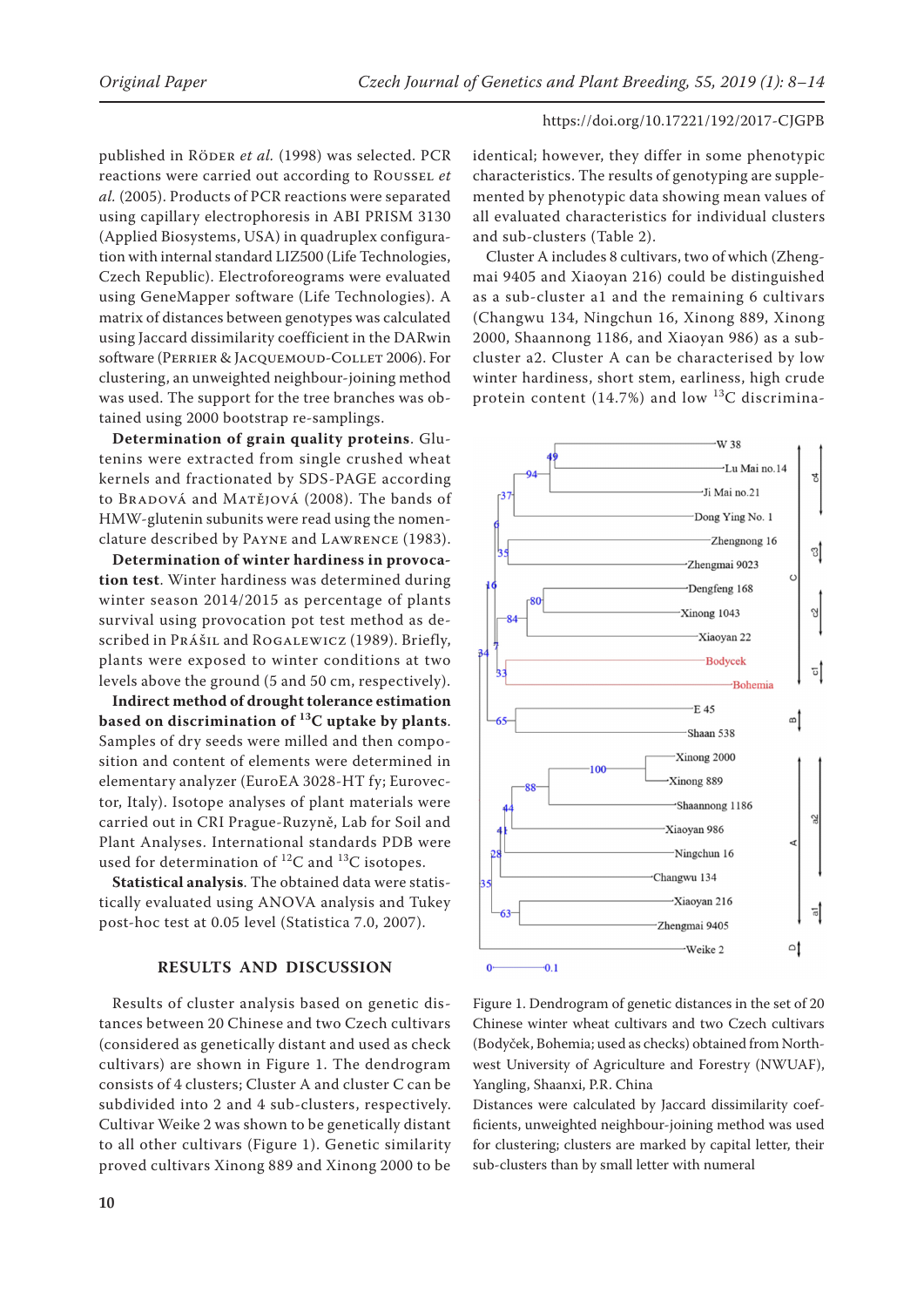published in Röder *et al.* (1998) was selected. PCR reactions were carried out according to Roussel *et al.* (2005). Products of PCR reactions were separated using capillary electrophoresis in ABI PRISM 3130 (Applied Biosystems, USA) in quadruplex configuration with internal standard LIZ500 (Life Technologies, Czech Republic). Electroforeograms were evaluated using GeneMapper software (Life Technologies). A matrix of distances between genotypes was calculated using Jaccard dissimilarity coefficient in the DARwin software (Perrier & Jacquemoud-Collet 2006). For clustering, an unweighted neighbour-joining method was used. The support for the tree branches was obtained using 2000 bootstrap re-samplings.

**Determination of grain quality proteins**. Glutenins were extracted from single crushed wheat kernels and fractionated by SDS-PAGE according to Bradová and Matějová (2008). The bands of HMW-glutenin subunits were read using the nomenclature described by Payne and Lawrence (1983).

**Determination of winter hardiness in provocation test**. Winter hardiness was determined during winter season 2014/2015 as percentage of plants survival using provocation pot test method as described in Prášil and Rogalewicz (1989). Briefly, plants were exposed to winter conditions at two levels above the ground (5 and 50 cm, respectively).

**Indirect method of drought tolerance estimation based on discrimination of $^{13}C$ uptake by plants**. Samples of dry seeds were milled and then composition and content of elements were determined in elementary analyzer (EuroEA 3028-HT fy; Eurovector, Italy). Isotope analyses of plant materials were carried out in CRI Prague-Ruzyně, Lab for Soil and Plant Analyses. International standards PDB were used for determination of $^{12}C$ and $^{13}C$ isotopes.

**Statistical analysis**. The obtained data were statistically evaluated using ANOVA analysis and Tukey post-hoc test at 0.05 level (Statistica 7.0, 2007).

## RESULTS AND DISCUSSION

Results of cluster analysis based on genetic distances between 20 Chinese and two Czech cultivars (considered as genetically distant and used as check cultivars) are shown in Figure 1. The dendrogram consists of 4 clusters; Cluster A and cluster C can be subdivided into 2 and 4 sub-clusters, respectively. Cultivar Weike 2 was shown to be genetically distant to all other cultivars (Figure 1). Genetic similarity proved cultivars Xinong 889 and Xinong 2000 to be identical; however, they differ in some phenotypic characteristics. The results of genotyping are supplemented by phenotypic data showing mean values of all evaluated characteristics for individual clusters and sub-clusters (Table 2).

Cluster A includes 8 cultivars, two of which (Zhengmai 9405 and Xiaoyan 216) could be distinguished as a sub-cluster a1 and the remaining 6 cultivars (Changwu 134, Ningchun 16, Xinong 889, Xinong 2000, Shaannong 1186, and Xiaoyan 986) as a sub-cluster a2. Cluster A can be characterised by low winter hardiness, short stem, earliness, high crude protein content (14.7%) and low $^{13}C$ discrimina-

Figure 1. Dendrogram of genetic distances in the set of 20 Chinese winter wheat cultivars and two Czech cultivars (Bodyček, Bohemia; used as checks) obtained from Northwest University of Agriculture and Forestry (NWUAF), Yangling, Shaanxi, P.R. China

Distances were calculated by Jaccard dissimilarity coefficients, unweighted neighbour-joining method was used for clustering; clusters are marked by capital letter, their sub-clusters than by small letter with numeral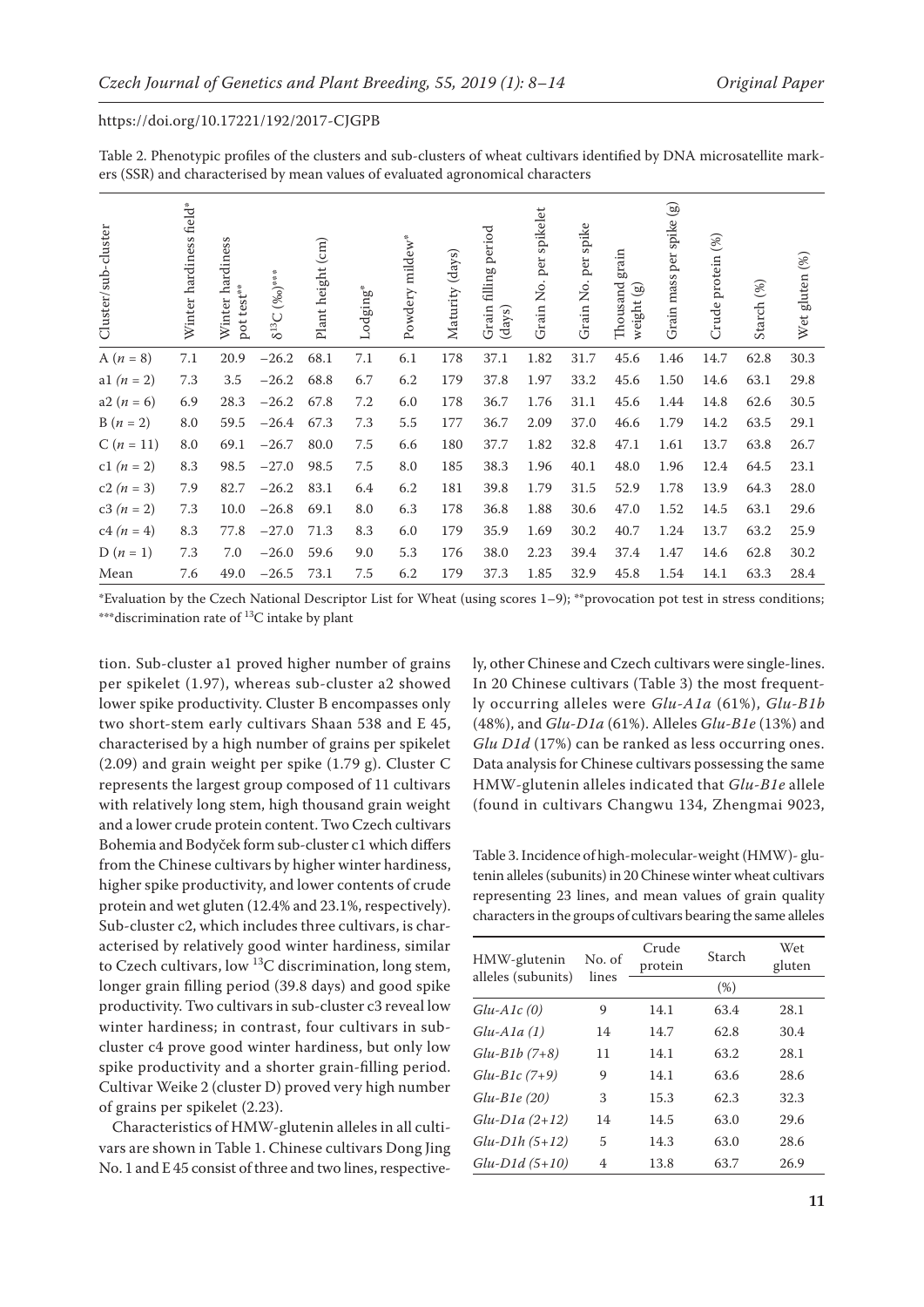Table 2. Phenotypic profiles of the clusters and sub-clusters of wheat cultivars identified by DNA microsatellite markers (SSR) and characterised by mean values of evaluated agronomical characters

| Cluster/sub-cluster | Winter hardiness field* | Winter hardiness pot test** | $\delta^{13}C$ (‰)*** | Plant height (cm) | Lodging* | Powdery mildew* | Maturity (days) | Grain filling period (days) | Grain No. per spikelet | Grain No. per spike | Thousand grain weight (g) | Grain mass per spike (g) | Crude protein (%) | Starch (%) | Wet gluten (%) |
|---|---|---|---|---|---|---|---|---|---|---|---|---|---|---|---|
| A ($n$ = 8) | 7.1 | 20.9 | −26.2 | 68.1 | 7.1 | 6.1 | 178 | 37.1 | 1.82 | 31.7 | 45.6 | 1.46 | 14.7 | 62.8 | 30.3 |
| a1 ($n$ = 2) | 7.3 | 3.5 | −26.2 | 68.8 | 6.7 | 6.2 | 179 | 37.8 | 1.97 | 33.2 | 45.6 | 1.50 | 14.6 | 63.1 | 29.8 |
| a2 ($n$ = 6) | 6.9 | 28.3 | −26.2 | 67.8 | 7.2 | 6.0 | 178 | 36.7 | 1.76 | 31.1 | 45.6 | 1.44 | 14.8 | 62.6 | 30.5 |
| B ($n$ = 2) | 8.0 | 59.5 | −26.4 | 67.3 | 7.3 | 5.5 | 177 | 36.7 | 2.09 | 37.0 | 46.6 | 1.79 | 14.2 | 63.5 | 29.1 |
| C ($n$ = 11) | 8.0 | 69.1 | −26.7 | 80.0 | 7.5 | 6.6 | 180 | 37.7 | 1.82 | 32.8 | 47.1 | 1.61 | 13.7 | 63.8 | 26.7 |
| c1 ($n$ = 2) | 8.3 | 98.5 | −27.0 | 98.5 | 7.5 | 8.0 | 185 | 38.3 | 1.96 | 40.1 | 48.0 | 1.96 | 12.4 | 64.5 | 23.1 |
| c2 ($n$ = 3) | 7.9 | 82.7 | −26.2 | 83.1 | 6.4 | 6.2 | 181 | 39.8 | 1.79 | 31.5 | 52.9 | 1.78 | 13.9 | 64.3 | 28.0 |
| c3 ($n$ = 2) | 7.3 | 10.0 | −26.8 | 69.1 | 8.0 | 6.3 | 178 | 36.8 | 1.88 | 30.6 | 47.0 | 1.52 | 14.5 | 63.1 | 29.6 |
| c4 ($n$ = 4) | 8.3 | 77.8 | −27.0 | 71.3 | 8.3 | 6.0 | 179 | 35.9 | 1.69 | 30.2 | 40.7 | 1.24 | 13.7 | 63.2 | 25.9 |
| D ($n$ = 1) | 7.3 | 7.0 | −26.0 | 59.6 | 9.0 | 5.3 | 176 | 38.0 | 2.23 | 39.4 | 37.4 | 1.47 | 14.6 | 62.8 | 30.2 |
| Mean | 7.6 | 49.0 | −26.5 | 73.1 | 7.5 | 6.2 | 179 | 37.3 | 1.85 | 32.9 | 45.8 | 1.54 | 14.1 | 63.3 | 28.4 |

*Evaluation by the Czech National Descriptor List for Wheat (using scores 1–9); **provocation pot test in stress conditions; ***discrimination rate of $^{13}C$ intake by plant

tion. Sub-cluster a1 proved higher number of grains per spikelet (1.97), whereas sub-cluster a2 showed lower spike productivity. Cluster B encompasses only two short-stem early cultivars Shaan 538 and E 45, characterised by a high number of grains per spikelet (2.09) and grain weight per spike (1.79 g). Cluster C represents the largest group composed of 11 cultivars with relatively long stem, high thousand grain weight and a lower crude protein content. Two Czech cultivars Bohemia and Bodyček form sub-cluster c1 which differs from the Chinese cultivars by higher winter hardiness, higher spike productivity, and lower contents of crude protein and wet gluten (12.4% and 23.1%, respectively). Sub-cluster c2, which includes three cultivars, is characterised by relatively good winter hardiness, similar to Czech cultivars, low $^{13}C$ discrimination, long stem, longer grain filling period (39.8 days) and good spike productivity. Two cultivars in sub-cluster c3 reveal low winter hardiness; in contrast, four cultivars in sub-cluster c4 prove good winter hardiness, but only low spike productivity and a shorter grain-filling period. Cultivar Weike 2 (cluster D) proved very high number of grains per spikelet (2.23).

Characteristics of HMW-glutenin alleles in all cultivars are shown in Table 1. Chinese cultivars Dong Jing No. 1 and E 45 consist of three and two lines, respectively, other Chinese and Czech cultivars were single-lines. In 20 Chinese cultivars (Table 3) the most frequently occurring alleles were *Glu-A1a* (61%), *Glu-B1b* (48%), and *Glu-D1a* (61%). Alleles *Glu-B1e* (13%) and *Glu D1d* (17%) can be ranked as less occurring ones. Data analysis for Chinese cultivars possessing the same HMW-glutenin alleles indicated that *Glu-B1e* allele (found in cultivars Changwu 134, Zhengmai 9023,

Table 3. Incidence of high-molecular-weight (HMW)- glutenin alleles (subunits) in 20 Chinese winter wheat cultivars representing 23 lines, and mean values of grain quality characters in the groups of cultivars bearing the same alleles

| HMW-glutenin alleles (subunits) | No. of lines | Crude protein | Starch | Wet gluten |
|---|---|---|---|---|
| | | (%) | | |
| *Glu-A1c (0)* | 9 | 14.1 | 63.4 | 28.1 |
| *Glu-A1a (1)* | 14 | 14.7 | 62.8 | 30.4 |
| *Glu-B1b (7+8)* | 11 | 14.1 | 63.2 | 28.1 |
| *Glu-B1c (7+9)* | 9 | 14.1 | 63.6 | 28.6 |
| *Glu-B1e (20)* | 3 | 15.3 | 62.3 | 32.3 |
| *Glu-D1a (2+12)* | 14 | 14.5 | 63.0 | 29.6 |
| *Glu-D1h (5+12)* | 5 | 14.3 | 63.0 | 28.6 |
| *Glu-D1d (5+10)* | 4 | 13.8 | 63.7 | 26.9 |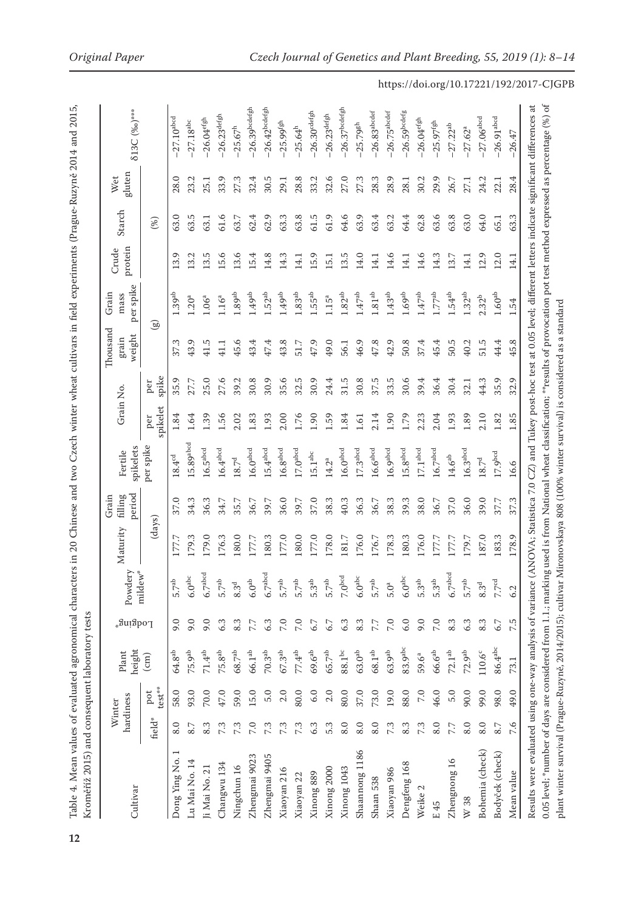Table 4. Mean values of evaluated agronomical characters in 20 Chinese and two Czech winter wheat cultivars in field experiments (Prague-Ruzyně 2014 and 2015, Kroměříž 2015) and consequent laboratory tests

| Cultivar | Winter hardiness | | Plant height (cm) | Lodging* | Powdery mildew* | Maturity | Grain filling period | Fertile spikelets per spike | Grain No. | | Thousand grain weight | Grain mass per spike | Crude protein | Starch | Wet gluten | δ13C (‰)*** |
|---|---|---|---|---|---|---|---|---|---|---|---|---|---|---|---|---|
| | field* | pot test** | | | | (days) | | | per spikelet | per spike | (g) | | (%) | | | |
| Dong Ying No. 1 | 8.0 | 58.0 | 64.8[ab] | 9.0 | 5.7[ab] | 177.7 | 37.0 | 18.4[cd] | 1.84 | 35.9 | 37.3 | 1.39[ab] | 13.9 | 63.0 | 28.0 | –27.10[abcd] |
| Lu Mai No. 14 | 8.7 | 93.0 | 75.9[ab] | 9.0 | 6.0[abc] | 179.3 | 34.3 | 15.89[abcd] | 1.64 | 27.7 | 43.9 | 1.20[a] | 13.2 | 63.5 | 23.2 | –27.18[abc] |
| Ji Mai No. 21 | 8.3 | 70.0 | 71.4[ab] | 9.0 | 6.7[abcd] | 179.0 | 36.3 | 16.5[abcd] | 1.39 | 25.0 | 41.5 | 1.06[a] | 13.5 | 63.1 | 25.1 | –26.04[efgh] |
| Changwu 134 | 7.3 | 47.0 | 75.8[ab] | 6.3 | 5.7[ab] | 176.3 | 34.7 | 16.4[abcd] | 1.56 | 27.6 | 41.1 | 1.16[a] | 15.6 | 61.6 | 33.9 | –26.23[defgh] |
| Ningchun 16 | 7.3 | 59.0 | 68.7[ab] | 8.3 | 8.3[d] | 180.0 | 35.7 | 18.7[d] | 2.02 | 39.2 | 45.6 | 1.89[ab] | 13.6 | 63.7 | 27.3 | –25.67[h] |
| Zhengmai 9023 | 7.0 | 15.0 | 66.1[ab] | 7.7 | 6.0[ab] | 177.7 | 36.7 | 16.0[abcd] | 1.83 | 30.8 | 43.4 | 1.49[ab] | 15.4 | 62.4 | 32.4 | –26.39[bcdefgh] |
| Zhengmai 9405 | 7.3 | 5.0 | 70.3[ab] | 6.3 | 6.7[abcd] | 180.3 | 39.7 | 15.4[abcd] | 1.93 | 30.9 | 47.4 | 1.52[ab] | 14.8 | 62.9 | 30.5 | –26.42[bcdefgh] |
| Xiaoyan 216 | 7.3 | 2.0 | 67.3[ab] | 7.0 | 5.7[ab] | 177.0 | 36.0 | 16.8[abcd] | 2.00 | 35.6 | 43.8 | 1.49[ab] | 14.3 | 63.3 | 29.1 | –25.99[fgh] |
| Xiaoyan 22 | 7.3 | 80.0 | 77.4[ab] | 7.0 | 5.7[ab] | 180.0 | 39.7 | 17.0[abcd] | 1.76 | 32.5 | 51.7 | 1.83[ab] | 14.1 | 63.8 | 28.8 | –25.64[h] |
| Xinong 889 | 6.3 | 6.0 | 69.6[ab] | 6.7 | 5.3[ab] | 177.0 | 37.0 | 15.1[abc] | 1.90 | 30.9 | 47.9 | 1.55[ab] | 15.9 | 61.5 | 33.2 | –26.30[cdefgh] |
| Xinong 2000 | 5.3 | 2.0 | 65.7[ab] | 6.7 | 5.7[ab] | 178.0 | 38.3 | 14.2[a] | 1.59 | 24.4 | 49.0 | 1.15[a] | 15.1 | 61.9 | 32.6 | –26.23[defgh] |
| Xinong 1043 | 8.0 | 80.0 | 88.1[bc] | 6.3 | 7.0[bcd] | 181.7 | 40.3 | 16.0[abcd] | 1.84 | 31.5 | 56.1 | 1.82[ab] | 13.5 | 64.6 | 27.0 | –26.37[bcdefgh] |
| Shaannong 1186 | 8.0 | 37.0 | 63.0[ab] | 8.3 | 6.0[abc] | 176.0 | 36.3 | 17.3[abcd] | 1.61 | 30.8 | 46.9 | 1.47[ab] | 14.0 | 63.9 | 27.3 | –25.79[gh] |
| Shaan 538 | 8.0 | 73.0 | 68.1[ab] | 7.7 | 5.7[ab] | 176.7 | 36.7 | 16.6[abcd] | 2.14 | 37.5 | 47.8 | 1.81[ab] | 14.1 | 63.4 | 28.3 | –26.83[abcdef] |
| Xiaoyan 986 | 7.3 | 19.0 | 63.9[ab] | 7.0 | 5.0[a] | 178.3 | 38.3 | 16.9[abcd] | 1.90 | 33.5 | 42.9 | 1.43[ab] | 14.6 | 63.2 | 28.9 | –26.75[abcdef] |
| Dengfeng 168 | 8.3 | 88.0 | 83.9[abc] | 6.0 | 6.0[abc] | 180.3 | 39.3 | 15.8[abcd] | 1.79 | 30.6 | 50.8 | 1.69[ab] | 14.1 | 64.4 | 28.1 | –26.59[bcdefg] |
| Weike 2 | 7.3 | 7.0 | 59.6[a] | 9.0 | 5.3[ab] | 176.0 | 38.0 | 17.1[abcd] | 2.23 | 39.4 | 37.4 | 1.47[ab] | 14.6 | 62.8 | 30.2 | –26.04[efgh] |
| E 45 | 8.0 | 46.0 | 66.6[ab] | 7.0 | 5.3[ab] | 177.7 | 36.7 | 16.7[abcd] | 2.04 | 36.4 | 45.4 | 1.77[ab] | 14.3 | 63.6 | 29.9 | –25.97[fgh] |
| Zhengnong 16 | 7.7 | 5.0 | 72.1[ab] | 8.3 | 6.7[abcd] | 177.7 | 37.0 | 14.6[ab] | 1.93 | 30.4 | 50.5 | 1.54[ab] | 13.7 | 63.8 | 26.7 | –27.22[ab] |
| W 38 | 8.0 | 90.0 | 72.9[ab] | 6.3 | 5.7[ab] | 179.7 | 36.0 | 16.3[abcd] | 1.89 | 32.1 | 40.2 | 1.32[ab] | 14.1 | 63.0 | 27.1 | –27.62[a] |
| Bohemia (check) | 8.0 | 99.0 | 110.6[c] | 8.3 | 8.3[d] | 187.0 | 39.0 | 18.7[d] | 2.10 | 44.3 | 51.5 | 2.32[b] | 12.9 | 64.0 | 24.2 | –27.06[abcd] |
| Bodyček (check) | 8.7 | 98.0 | 86.4[abc] | 6.7 | 7.7[cd] | 183.3 | 37.7 | 17.9[bcd] | 1.82 | 35.9 | 44.4 | 1.60[ab] | 12.0 | 65.1 | 22.1 | –26.91[abcd] |
| Mean value | 7.6 | 49.0 | 73.1 | 7.5 | 6.2 | 178.9 | 37.3 | 16.6 | 1.85 | 32.9 | 45.8 | 1.54 | 14.1 | 63.3 | 28.4 | –26.47 |

Results were evaluated using one-way analysis of variance (ANOVA; Statistica 7.0 CZ) and Tukey post-hoc test at 0.05 level; different letters indicate significant differences at 0.05 level; *number of days are considered from 1.1.; marking used is from National wheat classification; **results of provocation pot test method expressed as percentage (%) of plant winter survival (Prague-Ruzyně, 2014/2015); cultivar Mironovskaya 808 (100% winter survival) is considered as a standard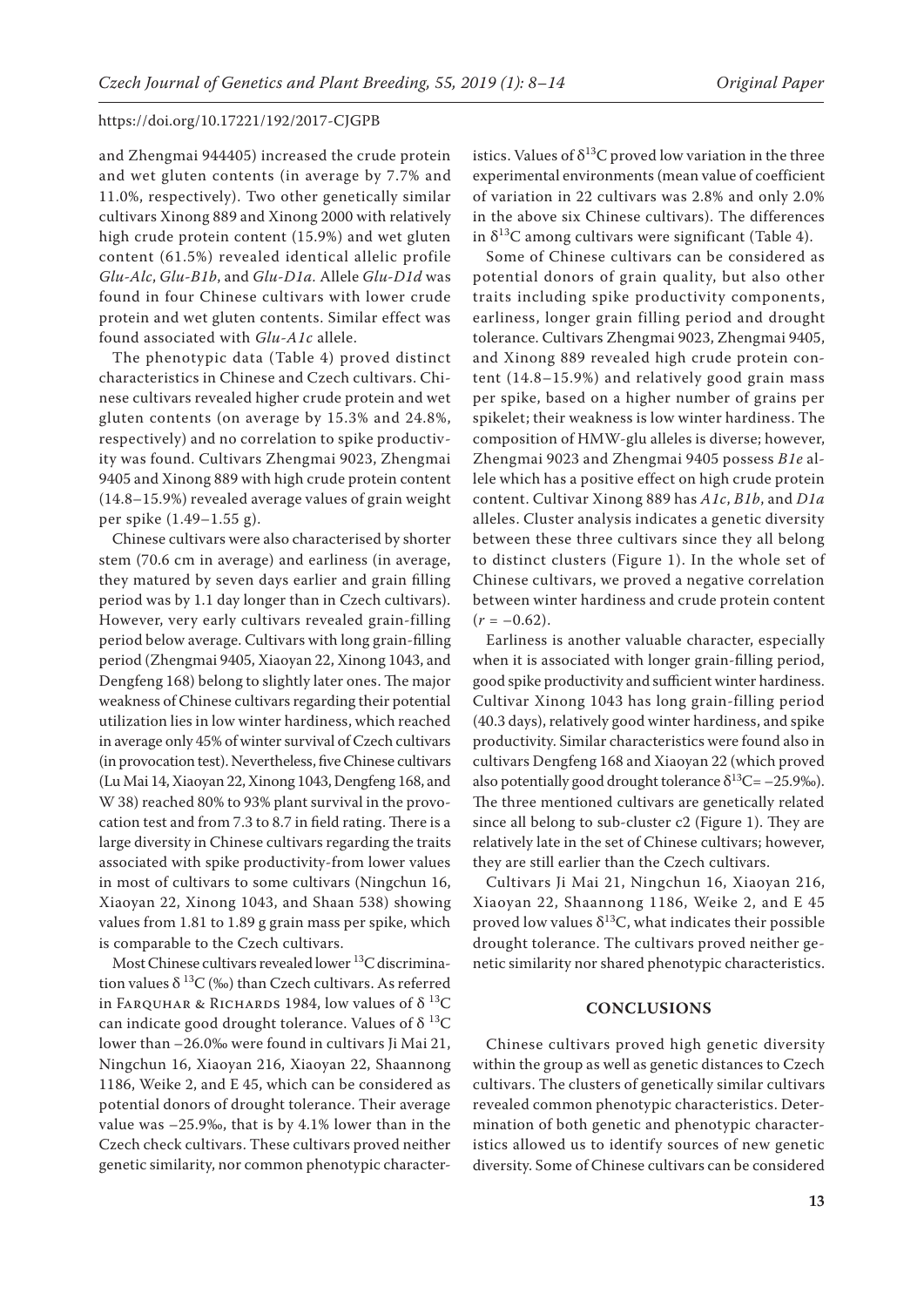and Zhengmai 944405) increased the crude protein and wet gluten contents (in average by 7.7% and 11.0%, respectively). Two other genetically similar cultivars Xinong 889 and Xinong 2000 with relatively high crude protein content (15.9%) and wet gluten content (61.5%) revealed identical allelic profile *Glu-Alc*, *Glu-B1b*, and *Glu-D1a*. Allele *Glu-D1d* was found in four Chinese cultivars with lower crude protein and wet gluten contents. Similar effect was found associated with *Glu-A1c* allele.

The phenotypic data (Table 4) proved distinct characteristics in Chinese and Czech cultivars. Chinese cultivars revealed higher crude protein and wet gluten contents (on average by 15.3% and 24.8%, respectively) and no correlation to spike productivity was found. Cultivars Zhengmai 9023, Zhengmai 9405 and Xinong 889 with high crude protein content (14.8–15.9%) revealed average values of grain weight per spike (1.49–1.55 g).

Chinese cultivars were also characterised by shorter stem (70.6 cm in average) and earliness (in average, they matured by seven days earlier and grain filling period was by 1.1 day longer than in Czech cultivars). However, very early cultivars revealed grain-filling period below average. Cultivars with long grain-filling period (Zhengmai 9405, Xiaoyan 22, Xinong 1043, and Dengfeng 168) belong to slightly later ones. The major weakness of Chinese cultivars regarding their potential utilization lies in low winter hardiness, which reached in average only 45% of winter survival of Czech cultivars (in provocation test). Nevertheless, five Chinese cultivars (Lu Mai 14, Xiaoyan 22, Xinong 1043, Dengfeng 168, and W 38) reached 80% to 93% plant survival in the provocation test and from 7.3 to 8.7 in field rating. There is a large diversity in Chinese cultivars regarding the traits associated with spike productivity-from lower values in most of cultivars to some cultivars (Ningchun 16, Xiaoyan 22, Xinong 1043, and Shaan 538) showing values from 1.81 to 1.89 g grain mass per spike, which is comparable to the Czech cultivars.

Most Chinese cultivars revealed lower $^{13}$C discrimination values $\delta\,^{13}$C (‰) than Czech cultivars. As referred in Farquhar & Richards 1984, low values of $\delta\,^{13}$C can indicate good drought tolerance. Values of $\delta\,^{13}$C lower than –26.0‰ were found in cultivars Ji Mai 21, Ningchun 16, Xiaoyan 216, Xiaoyan 22, Shaannong 1186, Weike 2, and E 45, which can be considered as potential donors of drought tolerance. Their average value was –25.9‰, that is by 4.1% lower than in the Czech check cultivars. These cultivars proved neither genetic similarity, nor common phenotypic characteristics. Values of $\delta^{13}$C proved low variation in the three experimental environments (mean value of coefficient of variation in 22 cultivars was 2.8% and only 2.0% in the above six Chinese cultivars). The differences in $\delta^{13}$C among cultivars were significant (Table 4).

Some of Chinese cultivars can be considered as potential donors of grain quality, but also other traits including spike productivity components, earliness, longer grain filling period and drought tolerance. Cultivars Zhengmai 9023, Zhengmai 9405, and Xinong 889 revealed high crude protein content (14.8–15.9%) and relatively good grain mass per spike, based on a higher number of grains per spikelet; their weakness is low winter hardiness. The composition of HMW-glu alleles is diverse; however, Zhengmai 9023 and Zhengmai 9405 possess *B1e* allele which has a positive effect on high crude protein content. Cultivar Xinong 889 has *A1c*, *B1b*, and *D1a* alleles. Cluster analysis indicates a genetic diversity between these three cultivars since they all belong to distinct clusters (Figure 1). In the whole set of Chinese cultivars, we proved a negative correlation between winter hardiness and crude protein content ($r = -0.62$).

Earliness is another valuable character, especially when it is associated with longer grain-filling period, good spike productivity and sufficient winter hardiness. Cultivar Xinong 1043 has long grain-filling period (40.3 days), relatively good winter hardiness, and spike productivity. Similar characteristics were found also in cultivars Dengfeng 168 and Xiaoyan 22 (which proved also potentially good drought tolerance $\delta^{13}$C= –25.9‰). The three mentioned cultivars are genetically related since all belong to sub-cluster c2 (Figure 1). They are relatively late in the set of Chinese cultivars; however, they are still earlier than the Czech cultivars.

Cultivars Ji Mai 21, Ningchun 16, Xiaoyan 216, Xiaoyan 22, Shaannong 1186, Weike 2, and E 45 proved low values $\delta^{13}$C, what indicates their possible drought tolerance. The cultivars proved neither genetic similarity nor shared phenotypic characteristics.

## CONCLUSIONS

Chinese cultivars proved high genetic diversity within the group as well as genetic distances to Czech cultivars. The clusters of genetically similar cultivars revealed common phenotypic characteristics. Determination of both genetic and phenotypic characteristics allowed us to identify sources of new genetic diversity. Some of Chinese cultivars can be considered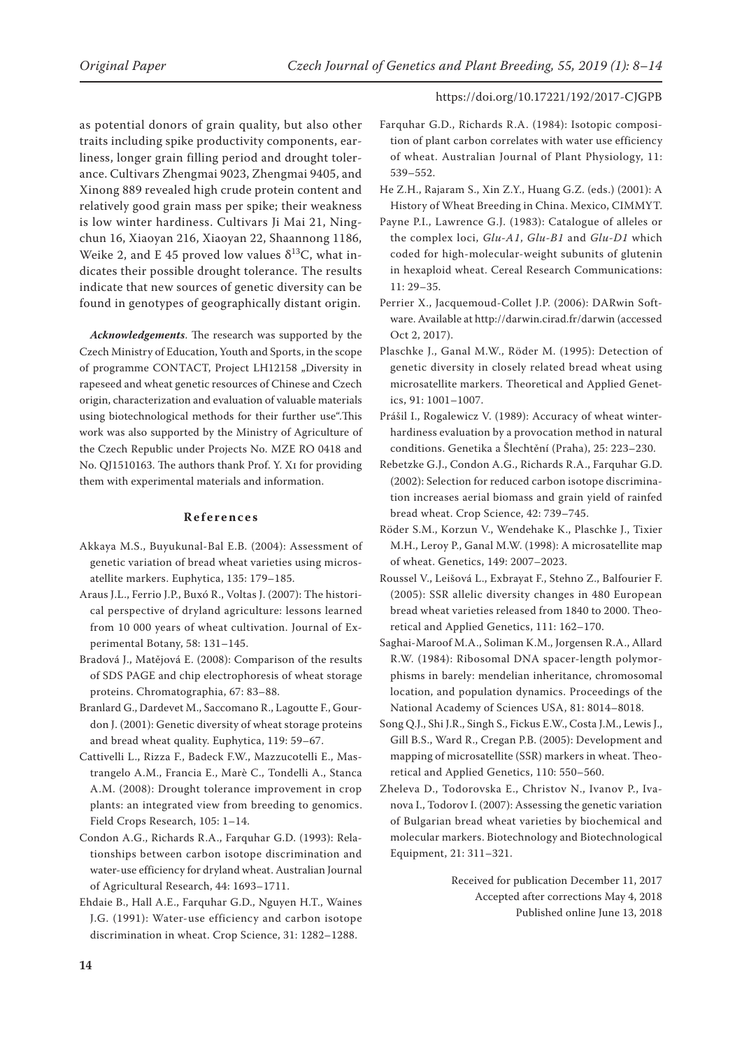as potential donors of grain quality, but also other traits including spike productivity components, earliness, longer grain filling period and drought tolerance. Cultivars Zhengmai 9023, Zhengmai 9405, and Xinong 889 revealed high crude protein content and relatively good grain mass per spike; their weakness is low winter hardiness. Cultivars Ji Mai 21, Ningchun 16, Xiaoyan 216, Xiaoyan 22, Shaannong 1186, Weike 2, and E 45 proved low values $\delta^{13}C$, what indicates their possible drought tolerance. The results indicate that new sources of genetic diversity can be found in genotypes of geographically distant origin.

***Acknowledgements***. The research was supported by the Czech Ministry of Education, Youth and Sports, in the scope of programme CONTACT, Project LH12158 „Diversity in rapeseed and wheat genetic resources of Chinese and Czech origin, characterization and evaluation of valuable materials using biotechnological methods for their further use".This work was also supported by the Ministry of Agriculture of the Czech Republic under Projects No. MZE RO 0418 and No. QJ1510163. The authors thank Prof. Y. Xi for providing them with experimental materials and information.

## References

Akkaya M.S., Buyukunal-Bal E.B. (2004): Assessment of genetic variation of bread wheat varieties using microsatellite markers. Euphytica, 135: 179–185.

Araus J.L., Ferrio J.P., Buxó R., Voltas J. (2007): The historical perspective of dryland agriculture: lessons learned from 10 000 years of wheat cultivation. Journal of Experimental Botany, 58: 131–145.

Bradová J., Matějová E. (2008): Comparison of the results of SDS PAGE and chip electrophoresis of wheat storage proteins. Chromatographia, 67: 83–88.

Branlard G., Dardevet M., Saccomano R., Lagoutte F., Gourdon J. (2001): Genetic diversity of wheat storage proteins and bread wheat quality. Euphytica, 119: 59–67.

Cattivelli L., Rizza F., Badeck F.W., Mazzucotelli E., Mastrangelo A.M., Francia E., Marè C., Tondelli A., Stanca A.M. (2008): Drought tolerance improvement in crop plants: an integrated view from breeding to genomics. Field Crops Research, 105: 1–14.

Condon A.G., Richards R.A., Farquhar G.D. (1993): Relationships between carbon isotope discrimination and water-use efficiency for dryland wheat. Australian Journal of Agricultural Research, 44: 1693–1711.

Ehdaie B., Hall A.E., Farquhar G.D., Nguyen H.T., Waines J.G. (1991): Water-use efficiency and carbon isotope discrimination in wheat. Crop Science, 31: 1282–1288.

Farquhar G.D., Richards R.A. (1984): Isotopic composition of plant carbon correlates with water use efficiency of wheat. Australian Journal of Plant Physiology, 11: 539–552.

He Z.H., Rajaram S., Xin Z.Y., Huang G.Z. (eds.) (2001): A History of Wheat Breeding in China. Mexico, CIMMYT.

Payne P.I., Lawrence G.J. (1983): Catalogue of alleles or the complex loci, *Glu-A1*, *Glu-B1* and *Glu-D1* which coded for high-molecular-weight subunits of glutenin in hexaploid wheat. Cereal Research Communications: 11: 29–35.

Perrier X., Jacquemoud-Collet J.P. (2006): DARwin Software. Available at http://darwin.cirad.fr/darwin (accessed Oct 2, 2017).

Plaschke J., Ganal M.W., Röder M. (1995): Detection of genetic diversity in closely related bread wheat using microsatellite markers. Theoretical and Applied Genetics, 91: 1001–1007.

Prášil I., Rogalewicz V. (1989): Accuracy of wheat winter-hardiness evaluation by a provocation method in natural conditions. Genetika a Šlechtění (Praha), 25: 223–230.

Rebetzke G.J., Condon A.G., Richards R.A., Farquhar G.D. (2002): Selection for reduced carbon isotope discrimination increases aerial biomass and grain yield of rainfed bread wheat. Crop Science, 42: 739–745.

Röder S.M., Korzun V., Wendehake K., Plaschke J., Tixier M.H., Leroy P., Ganal M.W. (1998): A microsatellite map of wheat. Genetics, 149: 2007–2023.

Roussel V., Leišová L., Exbrayat F., Stehno Z., Balfourier F. (2005): SSR allelic diversity changes in 480 European bread wheat varieties released from 1840 to 2000. Theoretical and Applied Genetics, 111: 162–170.

Saghai-Maroof M.A., Soliman K.M., Jorgensen R.A., Allard R.W. (1984): Ribosomal DNA spacer-length polymorphisms in barely: mendelian inheritance, chromosomal location, and population dynamics. Proceedings of the National Academy of Sciences USA, 81: 8014–8018.

Song Q.J., Shi J.R., Singh S., Fickus E.W., Costa J.M., Lewis J., Gill B.S., Ward R., Cregan P.B. (2005): Development and mapping of microsatellite (SSR) markers in wheat. Theoretical and Applied Genetics, 110: 550–560.

Zheleva D., Todorovska E., Christov N., Ivanov P., Ivanova I., Todorov I. (2007): Assessing the genetic variation of Bulgarian bread wheat varieties by biochemical and molecular markers. Biotechnology and Biotechnological Equipment, 21: 311–321.

Received for publication December 11, 2017
Accepted after corrections May 4, 2018
Published online June 13, 2018